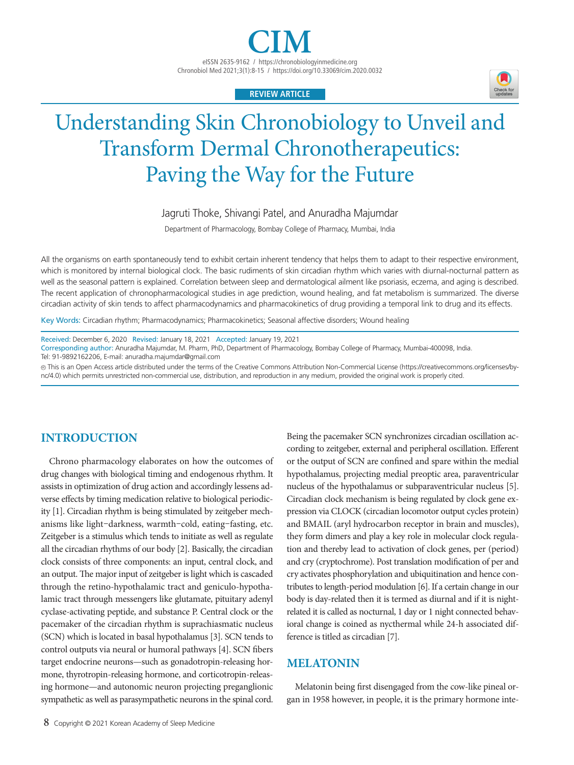REVIEW ARTICLE

# Understanding Skin Chronobiology to Unveil and Transform Dermal Chronotherapeutics: Paving the Way for the Future

Jagruti Thoke, Shivangi Patel, and Anuradha Majumdar

Department of Pharmacology, Bombay College of Pharmacy, Mumbai, India

All the organisms on earth spontaneously tend to exhibit certain inherent tendency that helps them to adapt to their respective environment, which is monitored by internal biological clock. The basic rudiments of skin circadian rhythm which varies with diurnal-nocturnal pattern as well as the seasonal pattern is explained. Correlation between sleep and dermatological ailment like psoriasis, eczema, and aging is described. The recent application of chronopharmacological studies in age prediction, wound healing, and fat metabolism is summarized. The diverse circadian activity of skin tends to affect pharmacodynamics and pharmacokinetics of drug providing a temporal link to drug and its effects.

Key Words: Circadian rhythm; Pharmacodynamics; Pharmacokinetics; Seasonal affective disorders; Wound healing

Received: December 6, 2020 Revised: January 18, 2021 Accepted: January 19, 2021
Corresponding author: Anuradha Majumdar, M. Pharm, PhD, Department of Pharmacology, Bombay College of Pharmacy, Mumbai-400098, India.
Tel: 91-9892162206, E-mail: anuradha.majumdar@gmail.com

This is an Open Access article distributed under the terms of the Creative Commons Attribution Non-Commercial License (https://creativecommons.org/licenses/by-nc/4.0) which permits unrestricted non-commercial use, distribution, and reproduction in any medium, provided the original work is properly cited.

## INTRODUCTION

Chrono pharmacology elaborates on how the outcomes of drug changes with biological timing and endogenous rhythm. It assists in optimization of drug action and accordingly lessens adverse effects by timing medication relative to biological periodicity [1]. Circadian rhythm is being stimulated by zeitgeber mechanisms like light–darkness, warmth–cold, eating–fasting, etc. Zeitgeber is a stimulus which tends to initiate as well as regulate all the circadian rhythms of our body [2]. Basically, the circadian clock consists of three components: an input, central clock, and an output. The major input of zeitgeber is light which is cascaded through the retino-hypothalamic tract and geniculo-hypothalamic tract through messengers like glutamate, pituitary adenyl cyclase-activating peptide, and substance P. Central clock or the pacemaker of the circadian rhythm is suprachiasmatic nucleus (SCN) which is located in basal hypothalamus [3]. SCN tends to control outputs via neural or humoral pathways [4]. SCN fibers target endocrine neurons—such as gonadotropin-releasing hormone, thyrotropin-releasing hormone, and corticotropin-releasing hormone—and autonomic neuron projecting preganglionic sympathetic as well as parasympathetic neurons in the spinal cord. Being the pacemaker SCN synchronizes circadian oscillation according to zeitgeber, external and peripheral oscillation. Efferent or the output of SCN are confined and spare within the medial hypothalamus, projecting medial preoptic area, paraventricular nucleus of the hypothalamus or subparaventricular nucleus [5]. Circadian clock mechanism is being regulated by clock gene expression via CLOCK (circadian locomotor output cycles protein) and BMAIL (aryl hydrocarbon receptor in brain and muscles), they form dimers and play a key role in molecular clock regulation and thereby lead to activation of clock genes, per (period) and cry (cryptochrome). Post translation modification of per and cry activates phosphorylation and ubiquitination and hence contributes to length-period modulation [6]. If a certain change in our body is day-related then it is termed as diurnal and if it is night-related it is called as nocturnal, 1 day or 1 night connected behavioral change is coined as nycthermal while 24-h associated difference is titled as circadian [7].

## MELATONIN

Melatonin being first disengaged from the cow-like pineal organ in 1958 however, in people, it is the primary hormone inte-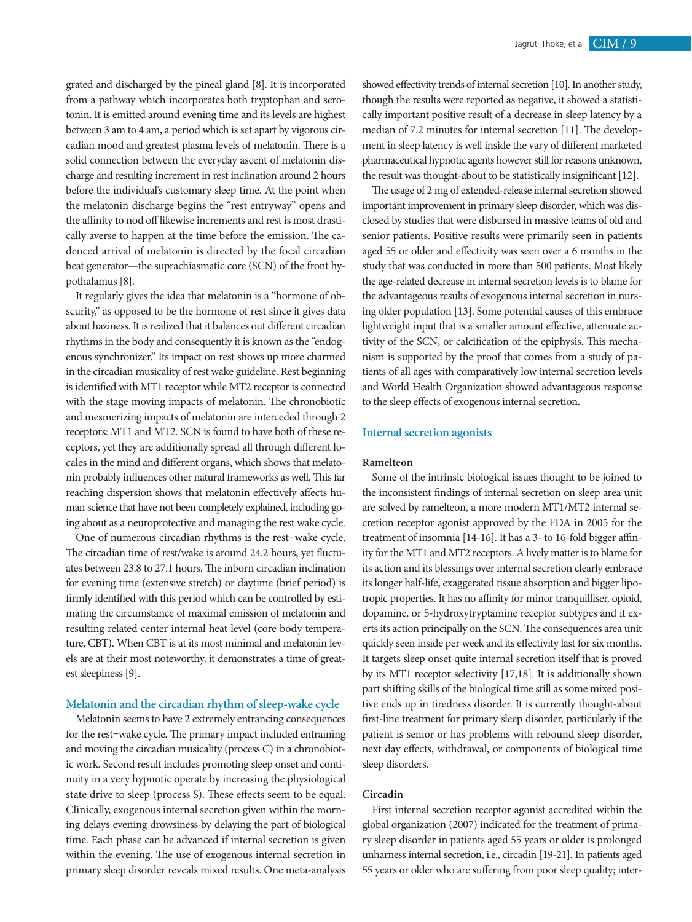grated and discharged by the pineal gland [8]. It is incorporated from a pathway which incorporates both tryptophan and serotonin. It is emitted around evening time and its levels are highest between 3 am to 4 am, a period which is set apart by vigorous circadian mood and greatest plasma levels of melatonin. There is a solid connection between the everyday ascent of melatonin discharge and resulting increment in rest inclination around 2 hours before the individual's customary sleep time. At the point when the melatonin discharge begins the "rest entryway" opens and the affinity to nod off likewise increments and rest is most drastically averse to happen at the time before the emission. The cadenced arrival of melatonin is directed by the focal circadian beat generator—the suprachiasmatic core (SCN) of the front hypothalamus [8].

It regularly gives the idea that melatonin is a "hormone of obscurity," as opposed to be the hormone of rest since it gives data about haziness. It is realized that it balances out different circadian rhythms in the body and consequently it is known as the "endogenous synchronizer." Its impact on rest shows up more charmed in the circadian musicality of rest wake guideline. Rest beginning is identified with MT1 receptor while MT2 receptor is connected with the stage moving impacts of melatonin. The chronobiotic and mesmerizing impacts of melatonin are interceded through 2 receptors: MT1 and MT2. SCN is found to have both of these receptors, yet they are additionally spread all through different locales in the mind and different organs, which shows that melatonin probably influences other natural frameworks as well. This far reaching dispersion shows that melatonin effectively affects human science that have not been completely explained, including going about as a neuroprotective and managing the rest wake cycle.

One of numerous circadian rhythms is the rest−wake cycle. The circadian time of rest/wake is around 24.2 hours, yet fluctuates between 23.8 to 27.1 hours. The inborn circadian inclination for evening time (extensive stretch) or daytime (brief period) is firmly identified with this period which can be controlled by estimating the circumstance of maximal emission of melatonin and resulting related center internal heat level (core body temperature, CBT). When CBT is at its most minimal and melatonin levels are at their most noteworthy, it demonstrates a time of greatest sleepiness [9].

## Melatonin and the circadian rhythm of sleep-wake cycle

Melatonin seems to have 2 extremely entrancing consequences for the rest−wake cycle. The primary impact included entraining and moving the circadian musicality (process C) in a chronobiotic work. Second result includes promoting sleep onset and continuity in a very hypnotic operate by increasing the physiological state drive to sleep (process S). These effects seem to be equal. Clinically, exogenous internal secretion given within the morning delays evening drowsiness by delaying the part of biological time. Each phase can be advanced if internal secretion is given within the evening. The use of exogenous internal secretion in primary sleep disorder reveals mixed results. One meta-analysis showed effectivity trends of internal secretion [10]. In another study, though the results were reported as negative, it showed a statistically important positive result of a decrease in sleep latency by a median of 7.2 minutes for internal secretion [11]. The development in sleep latency is well inside the vary of different marketed pharmaceutical hypnotic agents however still for reasons unknown, the result was thought-about to be statistically insignificant [12].

The usage of 2 mg of extended-release internal secretion showed important improvement in primary sleep disorder, which was disclosed by studies that were disbursed in massive teams of old and senior patients. Positive results were primarily seen in patients aged 55 or older and effectivity was seen over a 6 months in the study that was conducted in more than 500 patients. Most likely the age-related decrease in internal secretion levels is to blame for the advantageous results of exogenous internal secretion in nursing older population [13]. Some potential causes of this embrace lightweight input that is a smaller amount effective, attenuate activity of the SCN, or calcification of the epiphysis. This mechanism is supported by the proof that comes from a study of patients of all ages with comparatively low internal secretion levels and World Health Organization showed advantageous response to the sleep effects of exogenous internal secretion.

## Internal secretion agonists

### Ramelteon

Some of the intrinsic biological issues thought to be joined to the inconsistent findings of internal secretion on sleep area unit are solved by ramelteon, a more modern MT1/MT2 internal secretion receptor agonist approved by the FDA in 2005 for the treatment of insomnia [14-16]. It has a 3- to 16-fold bigger affinity for the MT1 and MT2 receptors. A lively matter is to blame for its action and its blessings over internal secretion clearly embrace its longer half-life, exaggerated tissue absorption and bigger lipotropic properties. It has no affinity for minor tranquilliser, opioid, dopamine, or 5-hydroxytryptamine receptor subtypes and it exerts its action principally on the SCN. The consequences area unit quickly seen inside per week and its effectivity last for six months. It targets sleep onset quite internal secretion itself that is proved by its MT1 receptor selectivity [17,18]. It is additionally shown part shifting skills of the biological time still as some mixed positive ends up in tiredness disorder. It is currently thought-about first-line treatment for primary sleep disorder, particularly if the patient is senior or has problems with rebound sleep disorder, next day effects, withdrawal, or components of biological time sleep disorders.

### Circadin

First internal secretion receptor agonist accredited within the global organization (2007) indicated for the treatment of primary sleep disorder in patients aged 55 years or older is prolonged unharness internal secretion, i.e., circadin [19-21]. In patients aged 55 years or older who are suffering from poor sleep quality; inter-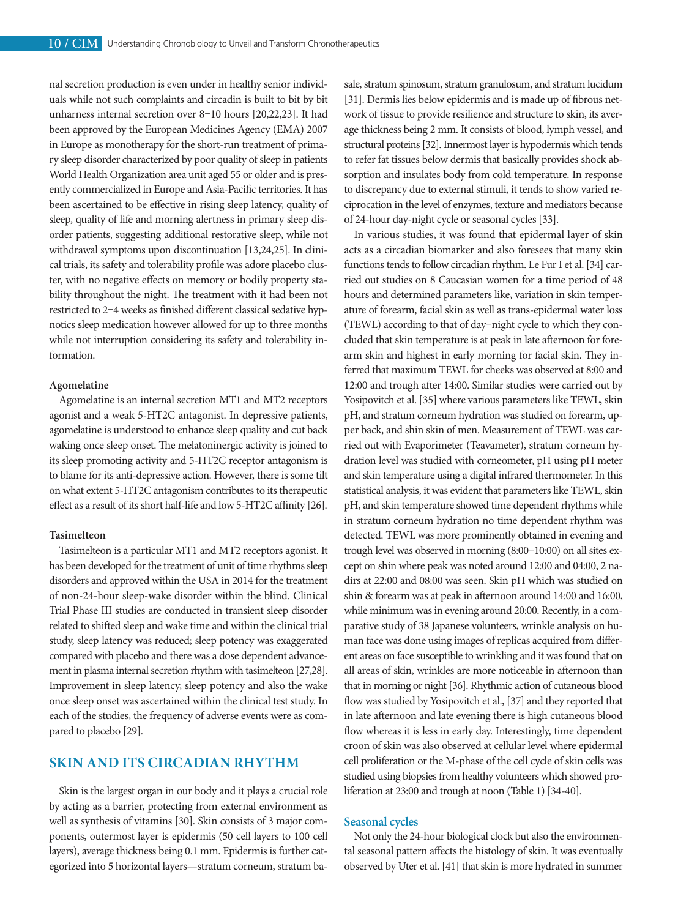nal secretion production is even under in healthy senior individuals while not such complaints and circadin is built to bit by bit unharness internal secretion over 8–10 hours [20,22,23]. It had been approved by the European Medicines Agency (EMA) 2007 in Europe as monotherapy for the short-run treatment of primary sleep disorder characterized by poor quality of sleep in patients World Health Organization area unit aged 55 or older and is presently commercialized in Europe and Asia-Pacific territories. It has been ascertained to be effective in rising sleep latency, quality of sleep, quality of life and morning alertness in primary sleep disorder patients, suggesting additional restorative sleep, while not withdrawal symptoms upon discontinuation [13,24,25]. In clinical trials, its safety and tolerability profile was adore placebo cluster, with no negative effects on memory or bodily property stability throughout the night. The treatment with it had been not restricted to 2–4 weeks as finished different classical sedative hypnotics sleep medication however allowed for up to three months while not interruption considering its safety and tolerability information.

#### Agomelatine

Agomelatine is an internal secretion MT1 and MT2 receptors agonist and a weak 5-HT2C antagonist. In depressive patients, agomelatine is understood to enhance sleep quality and cut back waking once sleep onset. The melatoninergic activity is joined to its sleep promoting activity and 5-HT2C receptor antagonism is to blame for its anti-depressive action. However, there is some tilt on what extent 5-HT2C antagonism contributes to its therapeutic effect as a result of its short half-life and low 5-HT2C affinity [26].

#### Tasimelteon

Tasimelteon is a particular MT1 and MT2 receptors agonist. It has been developed for the treatment of unit of time rhythms sleep disorders and approved within the USA in 2014 for the treatment of non-24-hour sleep-wake disorder within the blind. Clinical Trial Phase III studies are conducted in transient sleep disorder related to shifted sleep and wake time and within the clinical trial study, sleep latency was reduced; sleep potency was exaggerated compared with placebo and there was a dose dependent advancement in plasma internal secretion rhythm with tasimelteon [27,28]. Improvement in sleep latency, sleep potency and also the wake once sleep onset was ascertained within the clinical test study. In each of the studies, the frequency of adverse events were as compared to placebo [29].

## SKIN AND ITS CIRCADIAN RHYTHM

Skin is the largest organ in our body and it plays a crucial role by acting as a barrier, protecting from external environment as well as synthesis of vitamins [30]. Skin consists of 3 major components, outermost layer is epidermis (50 cell layers to 100 cell layers), average thickness being 0.1 mm. Epidermis is further categorized into 5 horizontal layers—stratum corneum, stratum basale, stratum spinosum, stratum granulosum, and stratum lucidum [31]. Dermis lies below epidermis and is made up of fibrous network of tissue to provide resilience and structure to skin, its average thickness being 2 mm. It consists of blood, lymph vessel, and structural proteins [32]. Innermost layer is hypodermis which tends to refer fat tissues below dermis that basically provides shock absorption and insulates body from cold temperature. In response to discrepancy due to external stimuli, it tends to show varied reciprocation in the level of enzymes, texture and mediators because of 24-hour day-night cycle or seasonal cycles [33].

In various studies, it was found that epidermal layer of skin acts as a circadian biomarker and also foresees that many skin functions tends to follow circadian rhythm. Le Fur I et al. [34] carried out studies on 8 Caucasian women for a time period of 48 hours and determined parameters like, variation in skin temperature of forearm, facial skin as well as trans-epidermal water loss (TEWL) according to that of day–night cycle to which they concluded that skin temperature is at peak in late afternoon for forearm skin and highest in early morning for facial skin. They inferred that maximum TEWL for cheeks was observed at 8:00 and 12:00 and trough after 14:00. Similar studies were carried out by Yosipovitch et al. [35] where various parameters like TEWL, skin pH, and stratum corneum hydration was studied on forearm, upper back, and shin skin of men. Measurement of TEWL was carried out with Evaporimeter (Teavameter), stratum corneum hydration level was studied with corneometer, pH using pH meter and skin temperature using a digital infrared thermometer. In this statistical analysis, it was evident that parameters like TEWL, skin pH, and skin temperature showed time dependent rhythms while in stratum corneum hydration no time dependent rhythm was detected. TEWL was more prominently obtained in evening and trough level was observed in morning (8:00–10:00) on all sites except on shin where peak was noted around 12:00 and 04:00, 2 nadirs at 22:00 and 08:00 was seen. Skin pH which was studied on shin & forearm was at peak in afternoon around 14:00 and 16:00, while minimum was in evening around 20:00. Recently, in a comparative study of 38 Japanese volunteers, wrinkle analysis on human face was done using images of replicas acquired from different areas on face susceptible to wrinkling and it was found that on all areas of skin, wrinkles are more noticeable in afternoon than that in morning or night [36]. Rhythmic action of cutaneous blood flow was studied by Yosipovitch et al., [37] and they reported that in late afternoon and late evening there is high cutaneous blood flow whereas it is less in early day. Interestingly, time dependent croon of skin was also observed at cellular level where epidermal cell proliferation or the M-phase of the cell cycle of skin cells was studied using biopsies from healthy volunteers which showed proliferation at 23:00 and trough at noon (Table 1) [34-40].

### Seasonal cycles

Not only the 24-hour biological clock but also the environmental seasonal pattern affects the histology of skin. It was eventually observed by Uter et al. [41] that skin is more hydrated in summer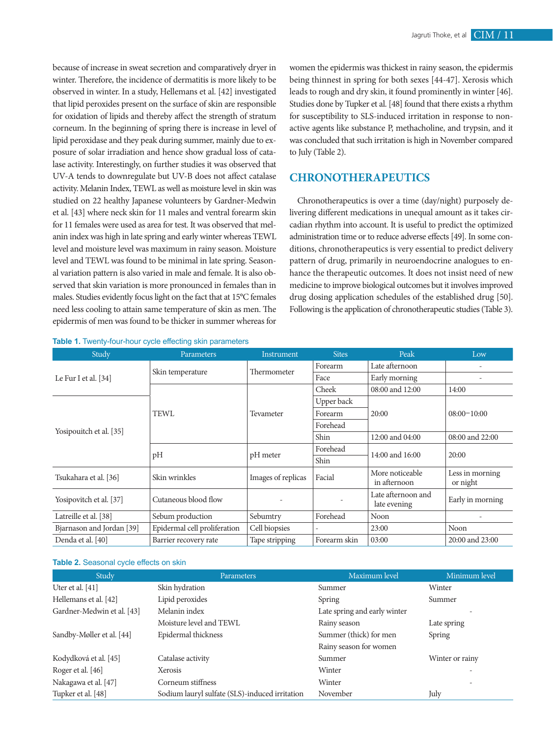because of increase in sweat secretion and comparatively dryer in winter. Therefore, the incidence of dermatitis is more likely to be observed in winter. In a study, Hellemans et al. [42] investigated that lipid peroxides present on the surface of skin are responsible for oxidation of lipids and thereby affect the strength of stratum corneum. In the beginning of spring there is increase in level of lipid peroxidase and they peak during summer, mainly due to exposure of solar irradiation and hence show gradual loss of catalase activity. Interestingly, on further studies it was observed that UV-A tends to downregulate but UV-B does not affect catalase activity. Melanin Index, TEWL as well as moisture level in skin was studied on 22 healthy Japanese volunteers by Gardner-Medwin et al. [43] where neck skin for 11 males and ventral forearm skin for 11 females were used as area for test. It was observed that melanin index was high in late spring and early winter whereas TEWL level and moisture level was maximum in rainy season. Moisture level and TEWL was found to be minimal in late spring. Seasonal variation pattern is also varied in male and female. It is also observed that skin variation is more pronounced in females than in males. Studies evidently focus light on the fact that at 15°C females need less cooling to attain same temperature of skin as men. The epidermis of men was found to be thicker in summer whereas for women the epidermis was thickest in rainy season, the epidermis being thinnest in spring for both sexes [44-47]. Xerosis which leads to rough and dry skin, it found prominently in winter [46]. Studies done by Tupker et al. [48] found that there exists a rhythm for susceptibility to SLS-induced irritation in response to non-active agents like substance P, methacholine, and trypsin, and it was concluded that such irritation is high in November compared to July (Table 2).

## CHRONOTHERAPEUTICS

Chronotherapeutics is over a time (day/night) purposely delivering different medications in unequal amount as it takes circadian rhythm into account. It is useful to predict the optimized administration time or to reduce adverse effects [49]. In some conditions, chronotherapeutics is very essential to predict delivery pattern of drug, primarily in neuroendocrine analogues to enhance the therapeutic outcomes. It does not insist need of new medicine to improve biological outcomes but it involves improved drug dosing application schedules of the established drug [50]. Following is the application of chronotherapeutic studies (Table 3).

**Table 1.** Twenty-four-hour cycle effecting skin parameters

| Study | Parameters | Instrument | Sites | Peak | Low |
|---|---|---|---|---|---|
| Le Fur I et al. [34] | Skin temperature | Thermometer | Forearm | Late afternoon | - |
| | | | Face | Early morning | - |
| Yosipouitch et al. [35] | TEWL | Tevameter | Cheek | 08:00 and 12:00 | 14:00 |
| | | | Upper back | 20:00 | 08:00−10:00 |
| | | | Forearm | | |
| | | | Forehead | | |
| | | | Shin | 12:00 and 04:00 | 08:00 and 22:00 |
| | pH | pH meter | Forehead | 14:00 and 16:00 | 20:00 |
| | | | Shin | | |
| Tsukahara et al. [36] | Skin wrinkles | Images of replicas | Facial | More noticeable in afternoon | Less in morning or night |
| Yosipovitch et al. [37] | Cutaneous blood flow | - | - | Late afternoon and late evening | Early in morning |
| Latreille et al. [38] | Sebum production | Sebumtry | Forehead | Noon | - |
| Bjarnason and Jordan [39] | Epidermal cell proliferation | Cell biopsies | - | 23:00 | Noon |
| Denda et al. [40] | Barrier recovery rate | Tape stripping | Forearm skin | 03:00 | 20:00 and 23:00 |

**Table 2.** Seasonal cycle effects on skin

| Study | Parameters | Maximum level | Minimum level |
|---|---|---|---|
| Uter et al. [41] | Skin hydration | Summer | Winter |
| Hellemans et al. [42] | Lipid peroxides | Spring | Summer |
| Gardner-Medwin et al. [43] | Melanin index | Late spring and early winter | - |
| | Moisture level and TEWL | Rainy season | Late spring |
| Sandby-Møller et al. [44] | Epidermal thickness | Summer (thick) for men | Spring |
| | | Rainy season for women | |
| Kodydková et al. [45] | Catalase activity | Summer | Winter or rainy |
| Roger et al. [46] | Xerosis | Winter | - |
| Nakagawa et al. [47] | Corneum stiffness | Winter | - |
| Tupker et al. [48] | Sodium lauryl sulfate (SLS)-induced irritation | November | July |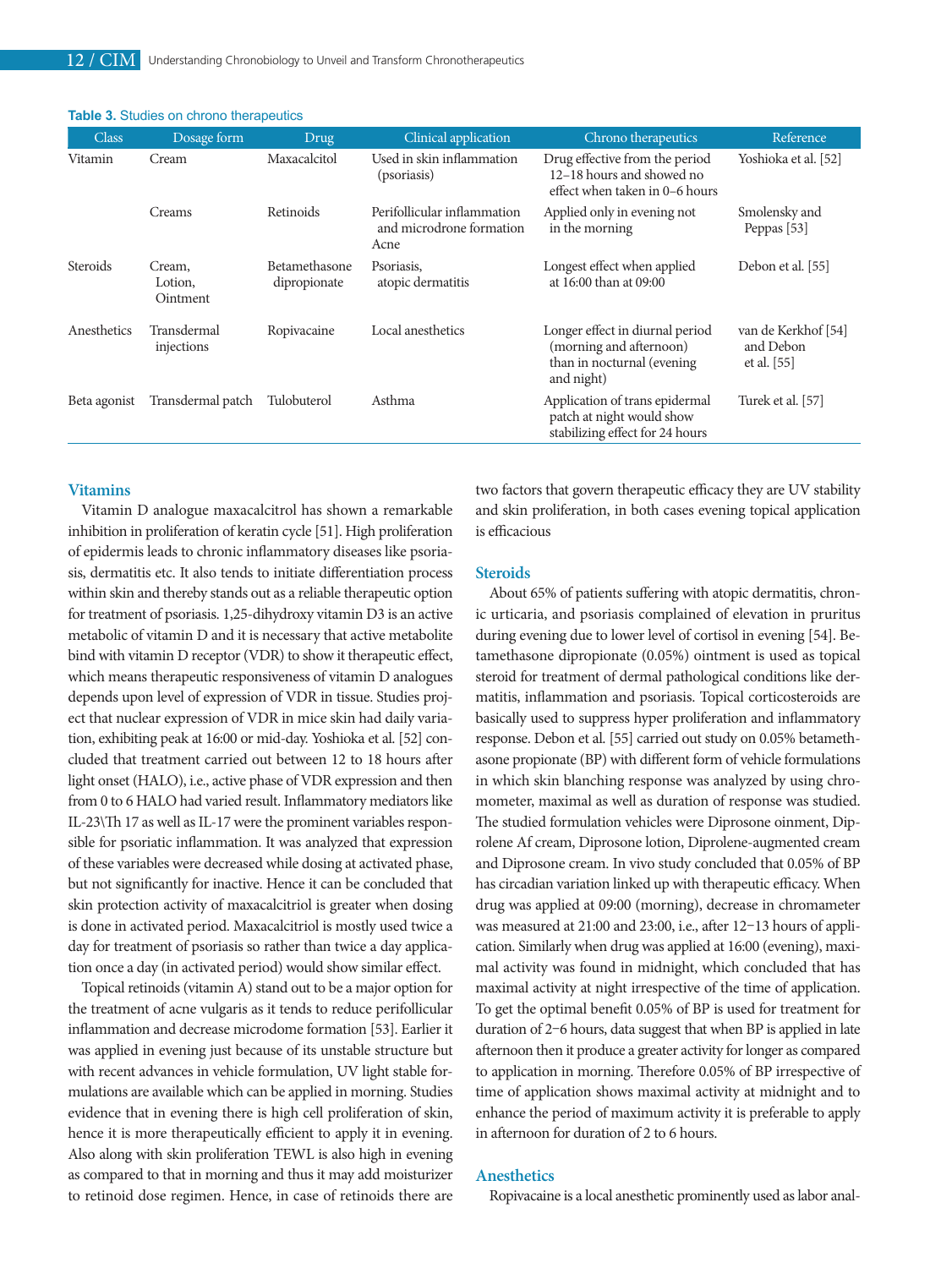**Table 3.** Studies on chrono therapeutics

| Class | Dosage form | Drug | Clinical application | Chrono therapeutics | Reference |
|---|---|---|---|---|---|
| Vitamin | Cream | Maxacalcitol | Used in skin inflammation (psoriasis) | Drug effective from the period 12–18 hours and showed no effect when taken in 0–6 hours | Yoshioka et al. [52] |
| | Creams | Retinoids | Perifollicular inflammation and microdrone formation Acne | Applied only in evening not in the morning | Smolensky and Peppas [53] |
| Steroids | Cream, Lotion, Ointment | Betamethasone dipropionate | Psoriasis, atopic dermatitis | Longest effect when applied at 16:00 than at 09:00 | Debon et al. [55] |
| Anesthetics | Transdermal injections | Ropivacaine | Local anesthetics | Longer effect in diurnal period (morning and afternoon) than in nocturnal (evening and night) | van de Kerkhof [54] and Debon et al. [55] |
| Beta agonist | Transdermal patch | Tulobuterol | Asthma | Application of trans epidermal patch at night would show stabilizing effect for 24 hours | Turek et al. [57] |

## Vitamins

Vitamin D analogue maxacalcitrol has shown a remarkable inhibition in proliferation of keratin cycle [51]. High proliferation of epidermis leads to chronic inflammatory diseases like psoriasis, dermatitis etc. It also tends to initiate differentiation process within skin and thereby stands out as a reliable therapeutic option for treatment of psoriasis. 1,25-dihydroxy vitamin D3 is an active metabolic of vitamin D and it is necessary that active metabolite bind with vitamin D receptor (VDR) to show it therapeutic effect, which means therapeutic responsiveness of vitamin D analogues depends upon level of expression of VDR in tissue. Studies project that nuclear expression of VDR in mice skin had daily variation, exhibiting peak at 16:00 or mid-day. Yoshioka et al. [52] concluded that treatment carried out between 12 to 18 hours after light onset (HALO), i.e., active phase of VDR expression and then from 0 to 6 HALO had varied result. Inflammatory mediators like IL-23\Th 17 as well as IL-17 were the prominent variables responsible for psoriatic inflammation. It was analyzed that expression of these variables were decreased while dosing at activated phase, but not significantly for inactive. Hence it can be concluded that skin protection activity of maxacalcitriol is greater when dosing is done in activated period. Maxacalcitriol is mostly used twice a day for treatment of psoriasis so rather than twice a day application once a day (in activated period) would show similar effect.

Topical retinoids (vitamin A) stand out to be a major option for the treatment of acne vulgaris as it tends to reduce perifollicular inflammation and decrease microdome formation [53]. Earlier it was applied in evening just because of its unstable structure but with recent advances in vehicle formulation, UV light stable formulations are available which can be applied in morning. Studies evidence that in evening there is high cell proliferation of skin, hence it is more therapeutically efficient to apply it in evening. Also along with skin proliferation TEWL is also high in evening as compared to that in morning and thus it may add moisturizer to retinoid dose regimen. Hence, in case of retinoids there are two factors that govern therapeutic efficacy they are UV stability and skin proliferation, in both cases evening topical application is efficacious

## Steroids

About 65% of patients suffering with atopic dermatitis, chronic urticaria, and psoriasis complained of elevation in pruritus during evening due to lower level of cortisol in evening [54]. Betamethasone dipropionate (0.05%) ointment is used as topical steroid for treatment of dermal pathological conditions like dermatitis, inflammation and psoriasis. Topical corticosteroids are basically used to suppress hyper proliferation and inflammatory response. Debon et al. [55] carried out study on 0.05% betamethasone propionate (BP) with different form of vehicle formulations in which skin blanching response was analyzed by using chromometer, maximal as well as duration of response was studied. The studied formulation vehicles were Diprosone oinment, Diprolene Af cream, Diprosone lotion, Diprolene-augmented cream and Diprosone cream. In vivo study concluded that 0.05% of BP has circadian variation linked up with therapeutic efficacy. When drug was applied at 09:00 (morning), decrease in chromameter was measured at 21:00 and 23:00, i.e., after 12−13 hours of application. Similarly when drug was applied at 16:00 (evening), maximal activity was found in midnight, which concluded that has maximal activity at night irrespective of the time of application. To get the optimal benefit 0.05% of BP is used for treatment for duration of 2−6 hours, data suggest that when BP is applied in late afternoon then it produce a greater activity for longer as compared to application in morning. Therefore 0.05% of BP irrespective of time of application shows maximal activity at midnight and to enhance the period of maximum activity it is preferable to apply in afternoon for duration of 2 to 6 hours.

## Anesthetics

Ropivacaine is a local anesthetic prominently used as labor anal-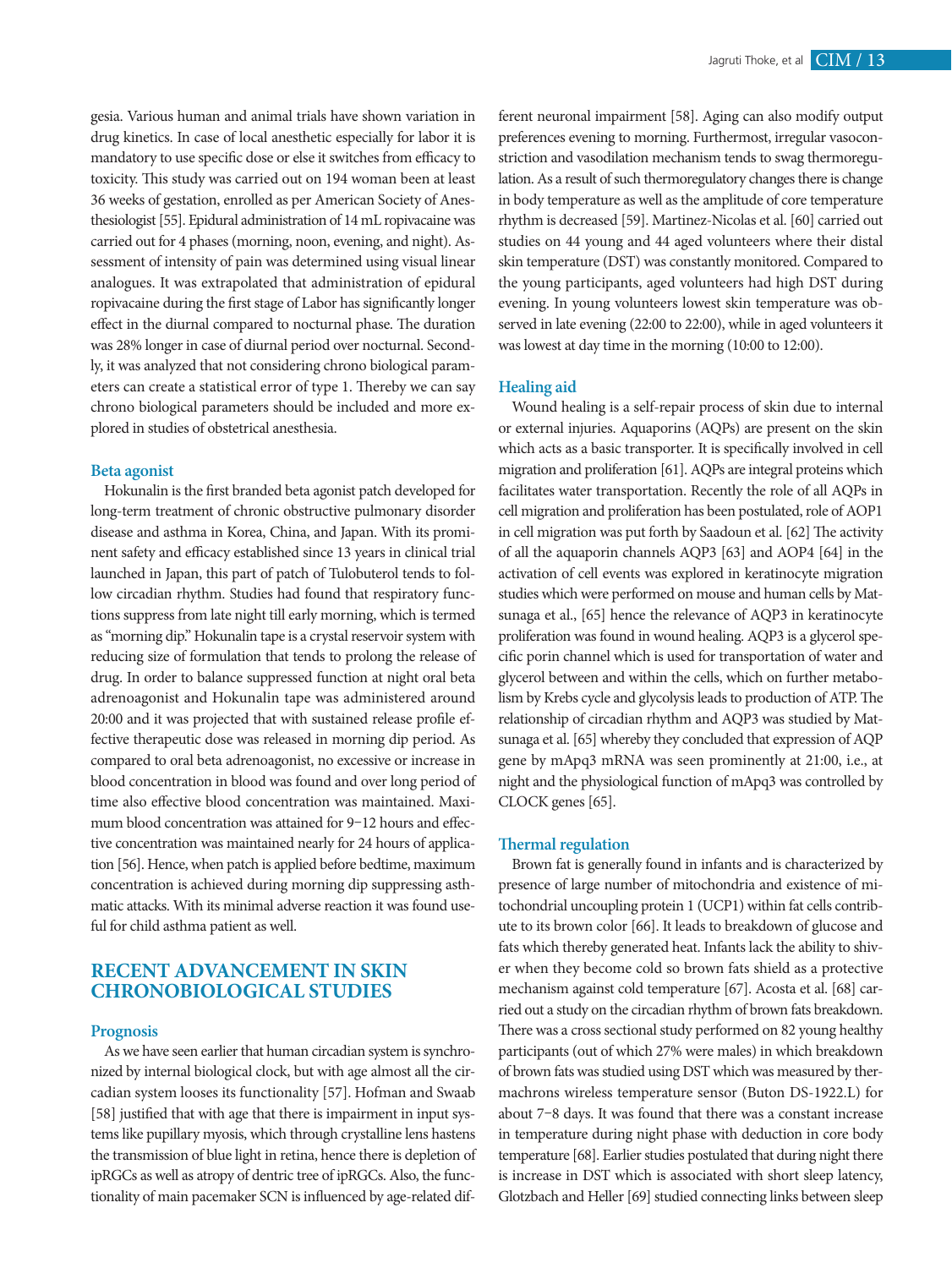gesia. Various human and animal trials have shown variation in drug kinetics. In case of local anesthetic especially for labor it is mandatory to use specific dose or else it switches from efficacy to toxicity. This study was carried out on 194 woman been at least 36 weeks of gestation, enrolled as per American Society of Anesthesiologist [55]. Epidural administration of 14 mL ropivacaine was carried out for 4 phases (morning, noon, evening, and night). Assessment of intensity of pain was determined using visual linear analogues. It was extrapolated that administration of epidural ropivacaine during the first stage of Labor has significantly longer effect in the diurnal compared to nocturnal phase. The duration was 28% longer in case of diurnal period over nocturnal. Secondly, it was analyzed that not considering chrono biological parameters can create a statistical error of type 1. Thereby we can say chrono biological parameters should be included and more explored in studies of obstetrical anesthesia.

### Beta agonist

Hokunalin is the first branded beta agonist patch developed for long-term treatment of chronic obstructive pulmonary disorder disease and asthma in Korea, China, and Japan. With its prominent safety and efficacy established since 13 years in clinical trial launched in Japan, this part of patch of Tulobuterol tends to follow circadian rhythm. Studies had found that respiratory functions suppress from late night till early morning, which is termed as "morning dip." Hokunalin tape is a crystal reservoir system with reducing size of formulation that tends to prolong the release of drug. In order to balance suppressed function at night oral beta adrenoagonist and Hokunalin tape was administered around 20:00 and it was projected that with sustained release profile effective therapeutic dose was released in morning dip period. As compared to oral beta adrenoagonist, no excessive or increase in blood concentration in blood was found and over long period of time also effective blood concentration was maintained. Maximum blood concentration was attained for 9–12 hours and effective concentration was maintained nearly for 24 hours of application [56]. Hence, when patch is applied before bedtime, maximum concentration is achieved during morning dip suppressing asthmatic attacks. With its minimal adverse reaction it was found useful for child asthma patient as well.

## RECENT ADVANCEMENT IN SKIN CHRONOBIOLOGICAL STUDIES

### Prognosis

As we have seen earlier that human circadian system is synchronized by internal biological clock, but with age almost all the circadian system looses its functionality [57]. Hofman and Swaab [58] justified that with age that there is impairment in input systems like pupillary myosis, which through crystalline lens hastens the transmission of blue light in retina, hence there is depletion of ipRGCs as well as atropy of dentric tree of ipRGCs. Also, the functionality of main pacemaker SCN is influenced by age-related different neuronal impairment [58]. Aging can also modify output preferences evening to morning. Furthermost, irregular vasoconstriction and vasodilation mechanism tends to swag thermoregulation. As a result of such thermoregulatory changes there is change in body temperature as well as the amplitude of core temperature rhythm is decreased [59]. Martinez-Nicolas et al. [60] carried out studies on 44 young and 44 aged volunteers where their distal skin temperature (DST) was constantly monitored. Compared to the young participants, aged volunteers had high DST during evening. In young volunteers lowest skin temperature was observed in late evening (22:00 to 22:00), while in aged volunteers it was lowest at day time in the morning (10:00 to 12:00).

### Healing aid

Wound healing is a self-repair process of skin due to internal or external injuries. Aquaporins (AQPs) are present on the skin which acts as a basic transporter. It is specifically involved in cell migration and proliferation [61]. AQPs are integral proteins which facilitates water transportation. Recently the role of all AQPs in cell migration and proliferation has been postulated, role of AOP1 in cell migration was put forth by Saadoun et al. [62] The activity of all the aquaporin channels AQP3 [63] and AOP4 [64] in the activation of cell events was explored in keratinocyte migration studies which were performed on mouse and human cells by Matsunaga et al., [65] hence the relevance of AQP3 in keratinocyte proliferation was found in wound healing. AQP3 is a glycerol specific porin channel which is used for transportation of water and glycerol between and within the cells, which on further metabolism by Krebs cycle and glycolysis leads to production of ATP. The relationship of circadian rhythm and AQP3 was studied by Matsunaga et al. [65] whereby they concluded that expression of AQP gene by mApq3 mRNA was seen prominently at 21:00, i.e., at night and the physiological function of mApq3 was controlled by CLOCK genes [65].

### Thermal regulation

Brown fat is generally found in infants and is characterized by presence of large number of mitochondria and existence of mitochondrial uncoupling protein 1 (UCP1) within fat cells contribute to its brown color [66]. It leads to breakdown of glucose and fats which thereby generated heat. Infants lack the ability to shiver when they become cold so brown fats shield as a protective mechanism against cold temperature [67]. Acosta et al. [68] carried out a study on the circadian rhythm of brown fats breakdown. There was a cross sectional study performed on 82 young healthy participants (out of which 27% were males) in which breakdown of brown fats was studied using DST which was measured by thermachrons wireless temperature sensor (Buton DS-1922.L) for about 7–8 days. It was found that there was a constant increase in temperature during night phase with deduction in core body temperature [68]. Earlier studies postulated that during night there is increase in DST which is associated with short sleep latency, Glotzbach and Heller [69] studied connecting links between sleep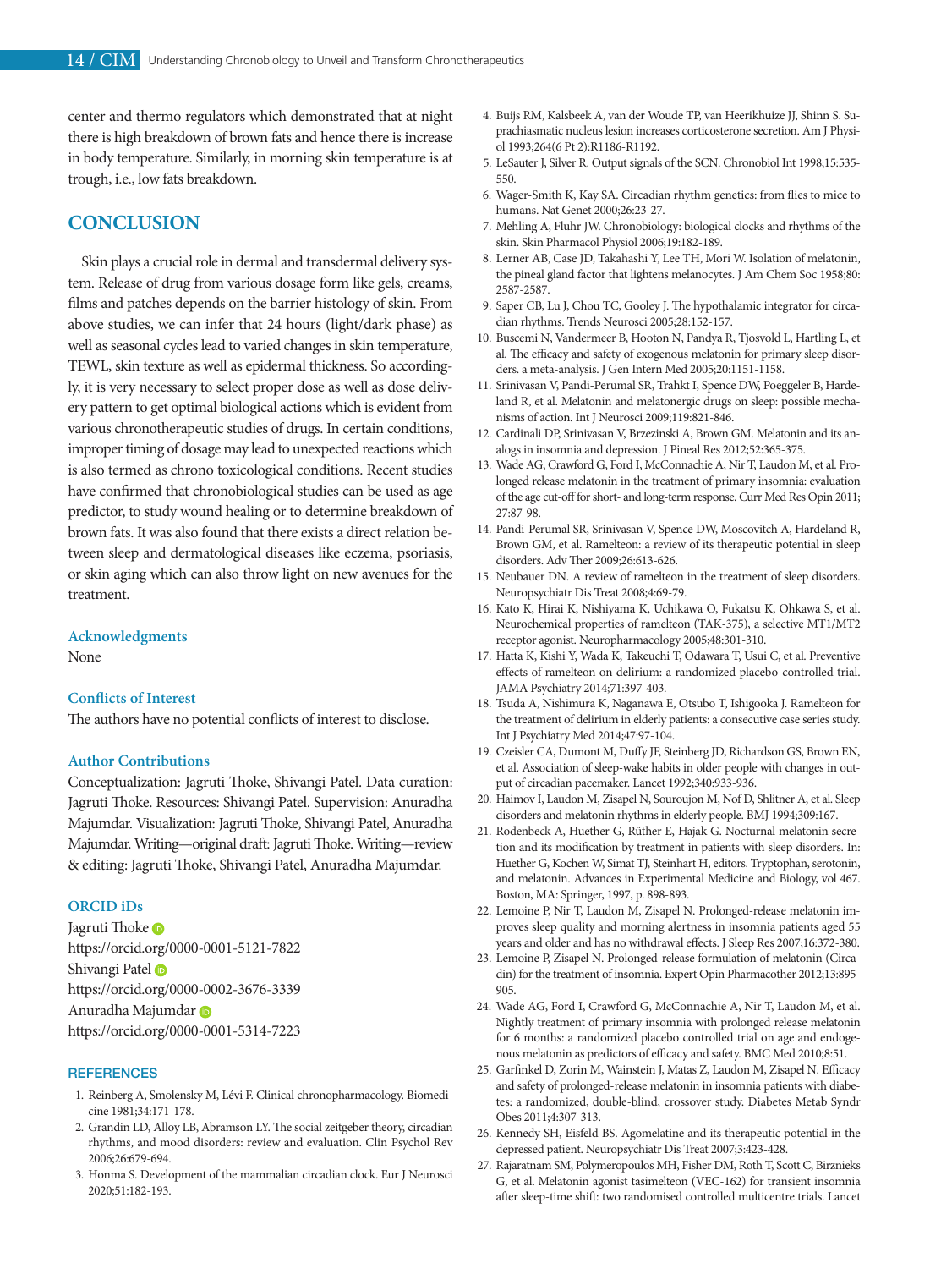center and thermo regulators which demonstrated that at night there is high breakdown of brown fats and hence there is increase in body temperature. Similarly, in morning skin temperature is at trough, i.e., low fats breakdown.

## CONCLUSION

Skin plays a crucial role in dermal and transdermal delivery system. Release of drug from various dosage form like gels, creams, films and patches depends on the barrier histology of skin. From above studies, we can infer that 24 hours (light/dark phase) as well as seasonal cycles lead to varied changes in skin temperature, TEWL, skin texture as well as epidermal thickness. So accordingly, it is very necessary to select proper dose as well as dose delivery pattern to get optimal biological actions which is evident from various chronotherapeutic studies of drugs. In certain conditions, improper timing of dosage may lead to unexpected reactions which is also termed as chrono toxicological conditions. Recent studies have confirmed that chronobiological studies can be used as age predictor, to study wound healing or to determine breakdown of brown fats. It was also found that there exists a direct relation between sleep and dermatological diseases like eczema, psoriasis, or skin aging which can also throw light on new avenues for the treatment.

### Acknowledgments

None

### Conflicts of Interest

The authors have no potential conflicts of interest to disclose.

### Author Contributions

Conceptualization: Jagruti Thoke, Shivangi Patel. Data curation: Jagruti Thoke. Resources: Shivangi Patel. Supervision: Anuradha Majumdar. Visualization: Jagruti Thoke, Shivangi Patel, Anuradha Majumdar. Writing—original draft: Jagruti Thoke. Writing—review & editing: Jagruti Thoke, Shivangi Patel, Anuradha Majumdar.

### ORCID iDs

Jagruti Thoke
https://orcid.org/0000-0001-5121-7822
Shivangi Patel
https://orcid.org/0000-0002-3676-3339
Anuradha Majumdar
https://orcid.org/0000-0001-5314-7223

## REFERENCES

1. Reinberg A, Smolensky M, Lévi F. Clinical chronopharmacology. Biomedicine 1981;34:171-178.
2. Grandin LD, Alloy LB, Abramson LY. The social zeitgeber theory, circadian rhythms, and mood disorders: review and evaluation. Clin Psychol Rev 2006;26:679-694.
3. Honma S. Development of the mammalian circadian clock. Eur J Neurosci 2020;51:182-193.
4. Buijs RM, Kalsbeek A, van der Woude TP, van Heerikhuize JJ, Shinn S. Suprachiasmatic nucleus lesion increases corticosterone secretion. Am J Physiol 1993;264(6 Pt 2):R1186-R1192.
5. LeSauter J, Silver R. Output signals of the SCN. Chronobiol Int 1998;15:535-550.
6. Wager-Smith K, Kay SA. Circadian rhythm genetics: from flies to mice to humans. Nat Genet 2000;26:23-27.
7. Mehling A, Fluhr JW. Chronobiology: biological clocks and rhythms of the skin. Skin Pharmacol Physiol 2006;19:182-189.
8. Lerner AB, Case JD, Takahashi Y, Lee TH, Mori W. Isolation of melatonin, the pineal gland factor that lightens melanocytes. J Am Chem Soc 1958;80:2587-2587.
9. Saper CB, Lu J, Chou TC, Gooley J. The hypothalamic integrator for circadian rhythms. Trends Neurosci 2005;28:152-157.
10. Buscemi N, Vandermeer B, Hooton N, Pandya R, Tjosvold L, Hartling L, et al. The efficacy and safety of exogenous melatonin for primary sleep disorders. a meta-analysis. J Gen Intern Med 2005;20:1151-1158.
11. Srinivasan V, Pandi-Perumal SR, Trahkt I, Spence DW, Poeggeler B, Hardeland R, et al. Melatonin and melatonergic drugs on sleep: possible mechanisms of action. Int J Neurosci 2009;119:821-846.
12. Cardinali DP, Srinivasan V, Brzezinski A, Brown GM. Melatonin and its analogs in insomnia and depression. J Pineal Res 2012;52:365-375.
13. Wade AG, Crawford G, Ford I, McConnachie A, Nir T, Laudon M, et al. Prolonged release melatonin in the treatment of primary insomnia: evaluation of the age cut-off for short- and long-term response. Curr Med Res Opin 2011;27:87-98.
14. Pandi-Perumal SR, Srinivasan V, Spence DW, Moscovitch A, Hardeland R, Brown GM, et al. Ramelteon: a review of its therapeutic potential in sleep disorders. Adv Ther 2009;26:613-626.
15. Neubauer DN. A review of ramelteon in the treatment of sleep disorders. Neuropsychiatr Dis Treat 2008;4:69-79.
16. Kato K, Hirai K, Nishiyama K, Uchikawa O, Fukatsu K, Ohkawa S, et al. Neurochemical properties of ramelteon (TAK-375), a selective MT1/MT2 receptor agonist. Neuropharmacology 2005;48:301-310.
17. Hatta K, Kishi Y, Wada K, Takeuchi T, Odawara T, Usui C, et al. Preventive effects of ramelteon on delirium: a randomized placebo-controlled trial. JAMA Psychiatry 2014;71:397-403.
18. Tsuda A, Nishimura K, Naganawa E, Otsubo T, Ishigooka J. Ramelteon for the treatment of delirium in elderly patients: a consecutive case series study. Int J Psychiatry Med 2014;47:97-104.
19. Czeisler CA, Dumont M, Duffy JF, Steinberg JD, Richardson GS, Brown EN, et al. Association of sleep-wake habits in older people with changes in output of circadian pacemaker. Lancet 1992;340:933-936.
20. Haimov I, Laudon M, Zisapel N, Souroujon M, Nof D, Shlitner A, et al. Sleep disorders and melatonin rhythms in elderly people. BMJ 1994;309:167.
21. Rodenbeck A, Huether G, Rüther E, Hajak G. Nocturnal melatonin secretion and its modification by treatment in patients with sleep disorders. In: Huether G, Kochen W, Simat TJ, Steinhart H, editors. Tryptophan, serotonin, and melatonin. Advances in Experimental Medicine and Biology, vol 467. Boston, MA: Springer, 1997, p. 898-893.
22. Lemoine P, Nir T, Laudon M, Zisapel N. Prolonged-release melatonin improves sleep quality and morning alertness in insomnia patients aged 55 years and older and has no withdrawal effects. J Sleep Res 2007;16:372-380.
23. Lemoine P, Zisapel N. Prolonged-release formulation of melatonin (Circadin) for the treatment of insomnia. Expert Opin Pharmacother 2012;13:895-905.
24. Wade AG, Ford I, Crawford G, McConnachie A, Nir T, Laudon M, et al. Nightly treatment of primary insomnia with prolonged release melatonin for 6 months: a randomized placebo controlled trial on age and endogenous melatonin as predictors of efficacy and safety. BMC Med 2010;8:51.
25. Garfinkel D, Zorin M, Wainstein J, Matas Z, Laudon M, Zisapel N. Efficacy and safety of prolonged-release melatonin in insomnia patients with diabetes: a randomized, double-blind, crossover study. Diabetes Metab Syndr Obes 2011;4:307-313.
26. Kennedy SH, Eisfeld BS. Agomelatine and its therapeutic potential in the depressed patient. Neuropsychiatr Dis Treat 2007;3:423-428.
27. Rajaratnam SM, Polymeropoulos MH, Fisher DM, Roth T, Scott C, Birznieks G, et al. Melatonin agonist tasimelteon (VEC-162) for transient insomnia after sleep-time shift: two randomised controlled multicentre trials. Lancet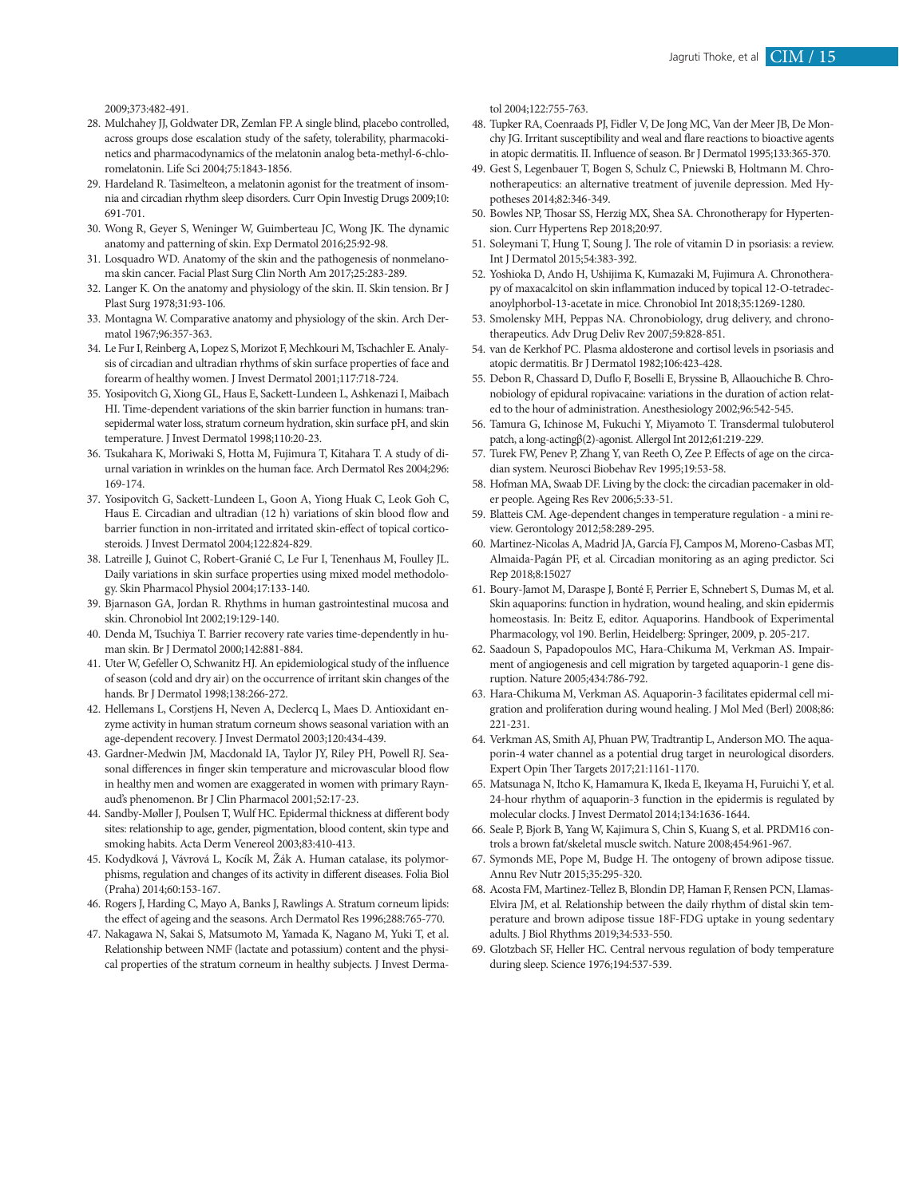2009;373:482-491.

28. Mulchahey JJ, Goldwater DR, Zemlan FP. A single blind, placebo controlled, across groups dose escalation study of the safety, tolerability, pharmacokinetics and pharmacodynamics of the melatonin analog beta-methyl-6-chloromelatonin. Life Sci 2004;75:1843-1856.
29. Hardeland R. Tasimelteon, a melatonin agonist for the treatment of insomnia and circadian rhythm sleep disorders. Curr Opin Investig Drugs 2009;10: 691-701.
30. Wong R, Geyer S, Weninger W, Guimberteau JC, Wong JK. The dynamic anatomy and patterning of skin. Exp Dermatol 2016;25:92-98.
31. Losquadro WD. Anatomy of the skin and the pathogenesis of nonmelanoma skin cancer. Facial Plast Surg Clin North Am 2017;25:283-289.
32. Langer K. On the anatomy and physiology of the skin. II. Skin tension. Br J Plast Surg 1978;31:93-106.
33. Montagna W. Comparative anatomy and physiology of the skin. Arch Dermatol 1967;96:357-363.
34. Le Fur I, Reinberg A, Lopez S, Morizot F, Mechkouri M, Tschachler E. Analysis of circadian and ultradian rhythms of skin surface properties of face and forearm of healthy women. J Invest Dermatol 2001;117:718-724.
35. Yosipovitch G, Xiong GL, Haus E, Sackett-Lundeen L, Ashkenazi I, Maibach HI. Time-dependent variations of the skin barrier function in humans: transepidermal water loss, stratum corneum hydration, skin surface pH, and skin temperature. J Invest Dermatol 1998;110:20-23.
36. Tsukahara K, Moriwaki S, Hotta M, Fujimura T, Kitahara T. A study of diurnal variation in wrinkles on the human face. Arch Dermatol Res 2004;296: 169-174.
37. Yosipovitch G, Sackett-Lundeen L, Goon A, Yiong Huak C, Leok Goh C, Haus E. Circadian and ultradian (12 h) variations of skin blood flow and barrier function in non-irritated and irritated skin-effect of topical corticosteroids. J Invest Dermatol 2004;122:824-829.
38. Latreille J, Guinot C, Robert-Granié C, Le Fur I, Tenenhaus M, Foulley JL. Daily variations in skin surface properties using mixed model methodology. Skin Pharmacol Physiol 2004;17:133-140.
39. Bjarnason GA, Jordan R. Rhythms in human gastrointestinal mucosa and skin. Chronobiol Int 2002;19:129-140.
40. Denda M, Tsuchiya T. Barrier recovery rate varies time-dependently in human skin. Br J Dermatol 2000;142:881-884.
41. Uter W, Gefeller O, Schwanitz HJ. An epidemiological study of the influence of season (cold and dry air) on the occurrence of irritant skin changes of the hands. Br J Dermatol 1998;138:266-272.
42. Hellemans L, Corstjens H, Neven A, Declercq L, Maes D. Antioxidant enzyme activity in human stratum corneum shows seasonal variation with an age-dependent recovery. J Invest Dermatol 2003;120:434-439.
43. Gardner-Medwin JM, Macdonald IA, Taylor JY, Riley PH, Powell RJ. Seasonal differences in finger skin temperature and microvascular blood flow in healthy men and women are exaggerated in women with primary Raynaud's phenomenon. Br J Clin Pharmacol 2001;52:17-23.
44. Sandby-Møller J, Poulsen T, Wulf HC. Epidermal thickness at different body sites: relationship to age, gender, pigmentation, blood content, skin type and smoking habits. Acta Derm Venereol 2003;83:410-413.
45. Kodydková J, Vávrová L, Kocík M, Žák A. Human catalase, its polymorphisms, regulation and changes of its activity in different diseases. Folia Biol (Praha) 2014;60:153-167.
46. Rogers J, Harding C, Mayo A, Banks J, Rawlings A. Stratum corneum lipids: the effect of ageing and the seasons. Arch Dermatol Res 1996;288:765-770.
47. Nakagawa N, Sakai S, Matsumoto M, Yamada K, Nagano M, Yuki T, et al. Relationship between NMF (lactate and potassium) content and the physical properties of the stratum corneum in healthy subjects. J Invest Dermatol 2004;122:755-763.
48. Tupker RA, Coenraads PJ, Fidler V, De Jong MC, Van der Meer JB, De Monchy JG. Irritant susceptibility and weal and flare reactions to bioactive agents in atopic dermatitis. II. Influence of season. Br J Dermatol 1995;133:365-370.
49. Gest S, Legenbauer T, Bogen S, Schulz C, Pniewski B, Holtmann M. Chronotherapeutics: an alternative treatment of juvenile depression. Med Hypotheses 2014;82:346-349.
50. Bowles NP, Thosar SS, Herzig MX, Shea SA. Chronotherapy for Hypertension. Curr Hypertens Rep 2018;20:97.
51. Soleymani T, Hung T, Soung J. The role of vitamin D in psoriasis: a review. Int J Dermatol 2015;54:383-392.
52. Yoshioka D, Ando H, Ushijima K, Kumazaki M, Fujimura A. Chronotherapy of maxacalcitol on skin inflammation induced by topical 12-O-tetradecanoylphorbol-13-acetate in mice. Chronobiol Int 2018;35:1269-1280.
53. Smolensky MH, Peppas NA. Chronobiology, drug delivery, and chronotherapeutics. Adv Drug Deliv Rev 2007;59:828-851.
54. van de Kerkhof PC. Plasma aldosterone and cortisol levels in psoriasis and atopic dermatitis. Br J Dermatol 1982;106:423-428.
55. Debon R, Chassard D, Duflo F, Boselli E, Bryssine B, Allaouchiche B. Chronobiology of epidural ropivacaine: variations in the duration of action related to the hour of administration. Anesthesiology 2002;96:542-545.
56. Tamura G, Ichinose M, Fukuchi Y, Miyamoto T. Transdermal tulobuterol patch, a long-acting$\beta$(2)-agonist. Allergol Int 2012;61:219-229.
57. Turek FW, Penev P, Zhang Y, van Reeth O, Zee P. Effects of age on the circadian system. Neurosci Biobehav Rev 1995;19:53-58.
58. Hofman MA, Swaab DF. Living by the clock: the circadian pacemaker in older people. Ageing Res Rev 2006;5:33-51.
59. Blatteis CM. Age-dependent changes in temperature regulation - a mini review. Gerontology 2012;58:289-295.
60. Martinez-Nicolas A, Madrid JA, García FJ, Campos M, Moreno-Casbas MT, Almaida-Pagán PF, et al. Circadian monitoring as an aging predictor. Sci Rep 2018;8:15027
61. Boury-Jamot M, Daraspe J, Bonté F, Perrier E, Schnebert S, Dumas M, et al. Skin aquaporins: function in hydration, wound healing, and skin epidermis homeostasis. In: Beitz E, editor. Aquaporins. Handbook of Experimental Pharmacology, vol 190. Berlin, Heidelberg: Springer, 2009, p. 205-217.
62. Saadoun S, Papadopoulos MC, Hara-Chikuma M, Verkman AS. Impairment of angiogenesis and cell migration by targeted aquaporin-1 gene disruption. Nature 2005;434:786-792.
63. Hara-Chikuma M, Verkman AS. Aquaporin-3 facilitates epidermal cell migration and proliferation during wound healing. J Mol Med (Berl) 2008;86: 221-231.
64. Verkman AS, Smith AJ, Phuan PW, Tradtrantip L, Anderson MO. The aquaporin-4 water channel as a potential drug target in neurological disorders. Expert Opin Ther Targets 2017;21:1161-1170.
65. Matsunaga N, Itcho K, Hamamura K, Ikeda E, Ikeyama H, Furuichi Y, et al. 24-hour rhythm of aquaporin-3 function in the epidermis is regulated by molecular clocks. J Invest Dermatol 2014;134:1636-1644.
66. Seale P, Bjork B, Yang W, Kajimura S, Chin S, Kuang S, et al. PRDM16 controls a brown fat/skeletal muscle switch. Nature 2008;454:961-967.
67. Symonds ME, Pope M, Budge H. The ontogeny of brown adipose tissue. Annu Rev Nutr 2015;35:295-320.
68. Acosta FM, Martinez-Tellez B, Blondin DP, Haman F, Rensen PCN, Llamas-Elvira JM, et al. Relationship between the daily rhythm of distal skin temperature and brown adipose tissue 18F-FDG uptake in young sedentary adults. J Biol Rhythms 2019;34:533-550.
69. Glotzbach SF, Heller HC. Central nervous regulation of body temperature during sleep. Science 1976;194:537-539.